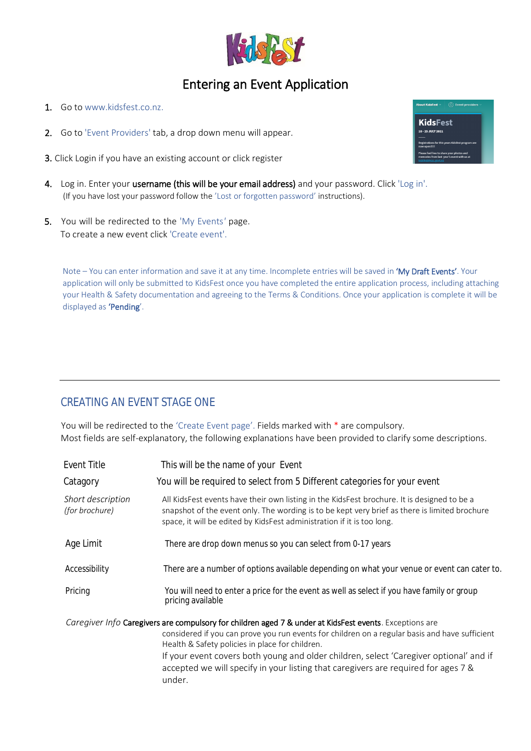# Entering an Event Application

1. Go to www.kidsfest.co.nz.
2. Go to 'Event Providers' tab, a drop down menu will appear.
3. Click Login if you have an existing account or click register
4. Log in. Enter your **username (this will be your email address)** and your password. Click 'Log in'.
   (If you have lost your password follow the 'Lost or forgotten password' instructions).
5. You will be redirected to the 'My Events' page.
   To create a new event click 'Create event'.

Note – You can enter information and save it at any time. Incomplete entries will be saved in **'My Draft Events'**. Your application will only be submitted to KidsFest once you have completed the entire application process, including attaching your Health & Safety documentation and agreeing to the Terms & Conditions. Once your application is complete it will be displayed as **'Pending'**.

---

## CREATING AN EVENT STAGE ONE

You will be redirected to the 'Create Event page'. Fields marked with * are compulsory.
Most fields are self-explanatory, the following explanations have been provided to clarify some descriptions.

| | |
|---|---|
| Event Title | This will be the name of your Event |
| Catagory | You will be required to select from 5 Different categories for your event |
| *Short description (for brochure)* | All KidsFest events have their own listing in the KidsFest brochure. It is designed to be a snapshot of the event only. The wording is to be kept very brief as there is limited brochure space, it will be edited by KidsFest administration if it is too long. |
| Age Limit | There are drop down menus so you can select from 0-17 years |
| Accessibility | There are a number of options available depending on what your venue or event can cater to. |
| Pricing | You will need to enter a price for the event as well as select if you have family or group pricing available |

*Caregiver Info* **Caregivers are compulsory for children aged 7 & under at KidsFest events**. Exceptions are considered if you can prove you run events for children on a regular basis and have sufficient Health & Safety policies in place for children.
If your event covers both young and older children, select 'Caregiver optional' and if accepted we will specify in your listing that caregivers are required for ages 7 & under.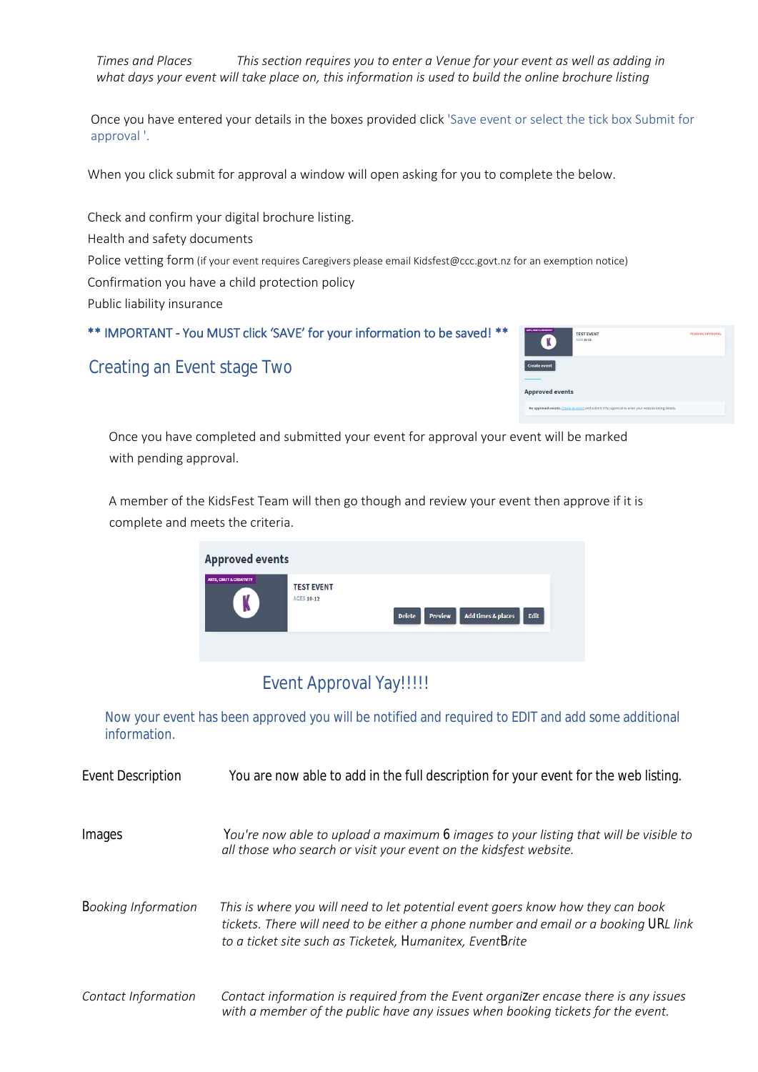*Times and Places* *This section requires you to enter a Venue for your event as well as adding in what days your event will take place on, this information is used to build the online brochure listing*

Once you have entered your details in the boxes provided click 'Save event or select the tick box Submit for approval '.

When you click submit for approval a window will open asking for you to complete the below.

Check and confirm your digital brochure listing.
Health and safety documents
Police vetting form (if your event requires Caregivers please email Kidsfest@ccc.govt.nz for an exemption notice)
Confirmation you have a child protection policy
Public liability insurance

**** IMPORTANT - You MUST click 'SAVE' for your information to be saved! ****

## Creating an Event stage Two

Once you have completed and submitted your event for approval your event will be marked with pending approval.

A member of the KidsFest Team will then go though and review your event then approve if it is complete and meets the criteria.

## Event Approval Yay!!!!!

Now your event has been approved you will be notified and required to EDIT and add some additional information.

Event Description You are now able to add in the full description for your event for the web listing.

Images *You're now able to upload a maximum 6 images to your listing that will be visible to all those who search or visit your event on the kidsfest website.*

Booking Information *This is where you will need to let potential event goers know how they can book tickets. There will need to be either a phone number and email or a booking URL link to a ticket site such as Ticketek, Humanitex, EventBrite*

*Contact Information* *Contact information is required from the Event organizer encase there is any issues with a member of the public have any issues when booking tickets for the event.*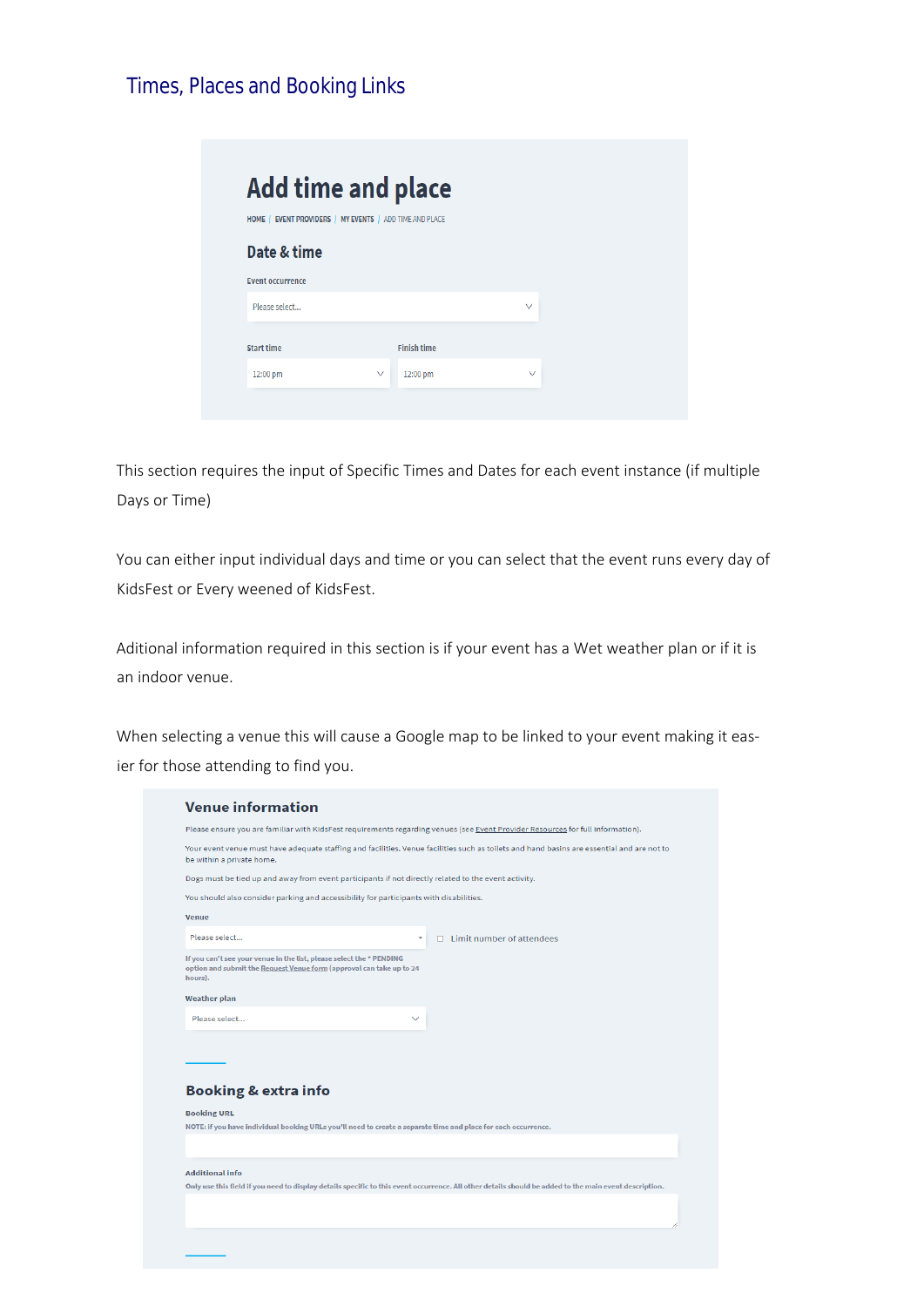## Times, Places and Booking Links

# Add time and place

HOME | EVENT PROVIDERS | MY EVENTS | ADD TIME AND PLACE

### Date & time

Event occurrence

Please select...

Start time

12:00 pm

Finish time

12:00 pm

This section requires the input of Specific Times and Dates for each event instance (if multiple Days or Time)

You can either input individual days and time or you can select that the event runs every day of KidsFest or Every weened of KidsFest.

Aditional information required in this section is if your event has a Wet weather plan or if it is an indoor venue.

When selecting a venue this will cause a Google map to be linked to your event making it easier for those attending to find you.

### Venue information

Please ensure you are familiar with KidsFest requirements regarding venues (see Event Provider Resources for full information).

Your event venue must have adequate staffing and facilities. Venue facilities such as toilets and hand basins are essential and are not to be within a private home.

Dogs must be tied up and away from event participants if not directly related to the event activity.

You should also consider parking and accessibility for participants with disabilities.

Venue

Please select...

Limit number of attendees

If you can't see your venue in the list, please select the * PENDING option and submit the Request Venue form (approval can take up to 24 hours).

Weather plan

Please select...

### Booking & extra info

Booking URL

NOTE: if you have individual booking URLs you'll need to create a separate time and place for each occurrence.

Additional info

Only use this field if you need to display details specific to this event occurrence. All other details should be added to the main event description.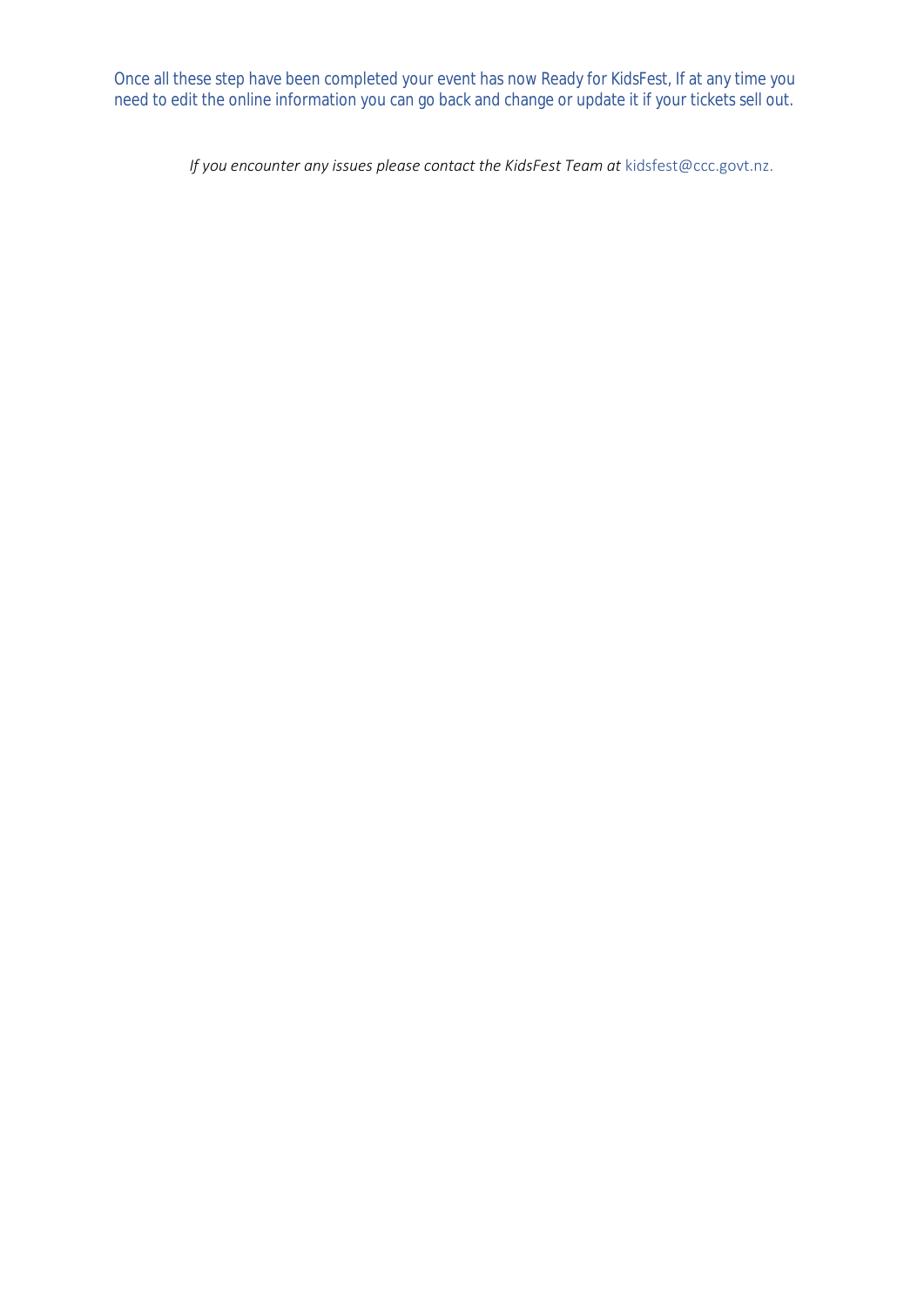Once all these step have been completed your event has now Ready for KidsFest, If at any time you need to edit the online information you can go back and change or update it if your tickets sell out.

*If you encounter any issues please contact the KidsFest Team at* kidsfest@ccc.govt.nz.